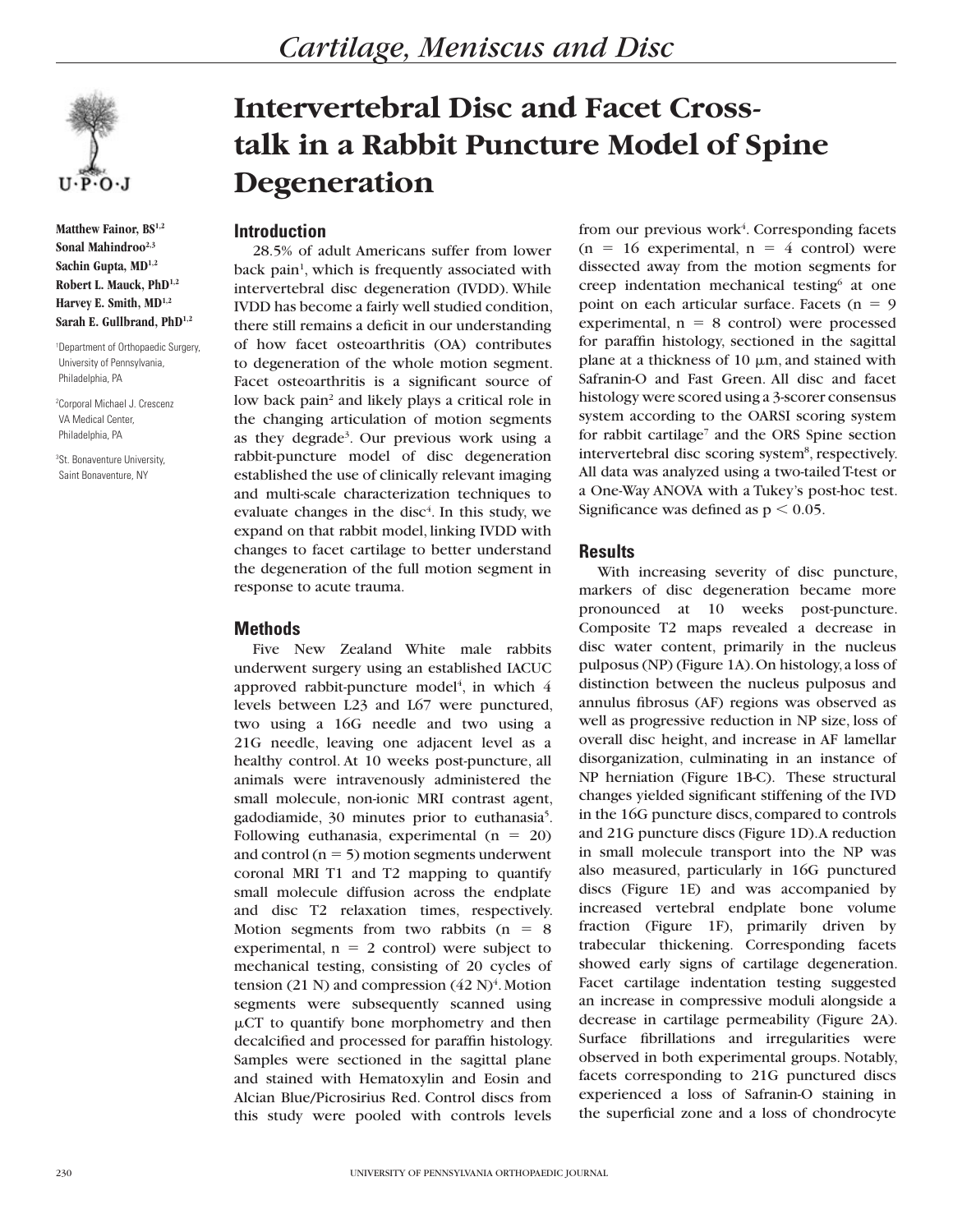# Intervertebral Disc and Facet Cross-talk in a Rabbit Puncture Model of Spine Degeneration

**Matthew Fainor, BS[1,2]**
**Sonal Mahindroo[2,3]**
**Sachin Gupta, MD[1,2]**
**Robert L. Mauck, PhD[1,2]**
**Harvey E. Smith, MD[1,2]**
**Sarah E. Gullbrand, PhD[1,2]**

[1]Department of Orthopaedic Surgery, University of Pennsylvania, Philadelphia, PA

[2]Corporal Michael J. Crescenz VA Medical Center, Philadelphia, PA

[3]St. Bonaventure University, Saint Bonaventure, NY

## Introduction

28.5% of adult Americans suffer from lower back pain[1], which is frequently associated with intervertebral disc degeneration (IVDD). While IVDD has become a fairly well studied condition, there still remains a deficit in our understanding of how facet osteoarthritis (OA) contributes to degeneration of the whole motion segment. Facet osteoarthritis is a significant source of low back pain[2] and likely plays a critical role in the changing articulation of motion segments as they degrade[3]. Our previous work using a rabbit-puncture model of disc degeneration established the use of clinically relevant imaging and multi-scale characterization techniques to evaluate changes in the disc[4]. In this study, we expand on that rabbit model, linking IVDD with changes to facet cartilage to better understand the degeneration of the full motion segment in response to acute trauma.

## Methods

Five New Zealand White male rabbits underwent surgery using an established IACUC approved rabbit-puncture model[4], in which 4 levels between L23 and L67 were punctured, two using a 16G needle and two using a 21G needle, leaving one adjacent level as a healthy control. At 10 weeks post-puncture, all animals were intravenously administered the small molecule, non-ionic MRI contrast agent, gadodiamide, 30 minutes prior to euthanasia[5]. Following euthanasia, experimental (n = 20) and control (n = 5) motion segments underwent coronal MRI T1 and T2 mapping to quantify small molecule diffusion across the endplate and disc T2 relaxation times, respectively. Motion segments from two rabbits (n = 8 experimental, n = 2 control) were subject to mechanical testing, consisting of 20 cycles of tension (21 N) and compression (42 N)[4]. Motion segments were subsequently scanned using μCT to quantify bone morphometry and then decalcified and processed for paraffin histology. Samples were sectioned in the sagittal plane and stained with Hematoxylin and Eosin and Alcian Blue/Picrosirius Red. Control discs from this study were pooled with controls levels from our previous work[4]. Corresponding facets (n = 16 experimental, n = 4 control) were dissected away from the motion segments for creep indentation mechanical testing[6] at one point on each articular surface. Facets (n = 9 experimental, n = 8 control) were processed for paraffin histology, sectioned in the sagittal plane at a thickness of 10 μm, and stained with Safranin-O and Fast Green. All disc and facet histology were scored using a 3-scorer consensus system according to the OARSI scoring system for rabbit cartilage[7] and the ORS Spine section intervertebral disc scoring system[8], respectively. All data was analyzed using a two-tailed T-test or a One-Way ANOVA with a Tukey's post-hoc test. Significance was defined as $p < 0.05$.

## Results

With increasing severity of disc puncture, markers of disc degeneration became more pronounced at 10 weeks post-puncture. Composite T2 maps revealed a decrease in disc water content, primarily in the nucleus pulposus (NP) (Figure 1A). On histology, a loss of distinction between the nucleus pulposus and annulus fibrosus (AF) regions was observed as well as progressive reduction in NP size, loss of overall disc height, and increase in AF lamellar disorganization, culminating in an instance of NP herniation (Figure 1B-C). These structural changes yielded significant stiffening of the IVD in the 16G puncture discs, compared to controls and 21G puncture discs (Figure 1D). A reduction in small molecule transport into the NP was also measured, particularly in 16G punctured discs (Figure 1E) and was accompanied by increased vertebral endplate bone volume fraction (Figure 1F), primarily driven by trabecular thickening. Corresponding facets showed early signs of cartilage degeneration. Facet cartilage indentation testing suggested an increase in compressive moduli alongside a decrease in cartilage permeability (Figure 2A). Surface fibrillations and irregularities were observed in both experimental groups. Notably, facets corresponding to 21G punctured discs experienced a loss of Safranin-O staining in the superficial zone and a loss of chondrocyte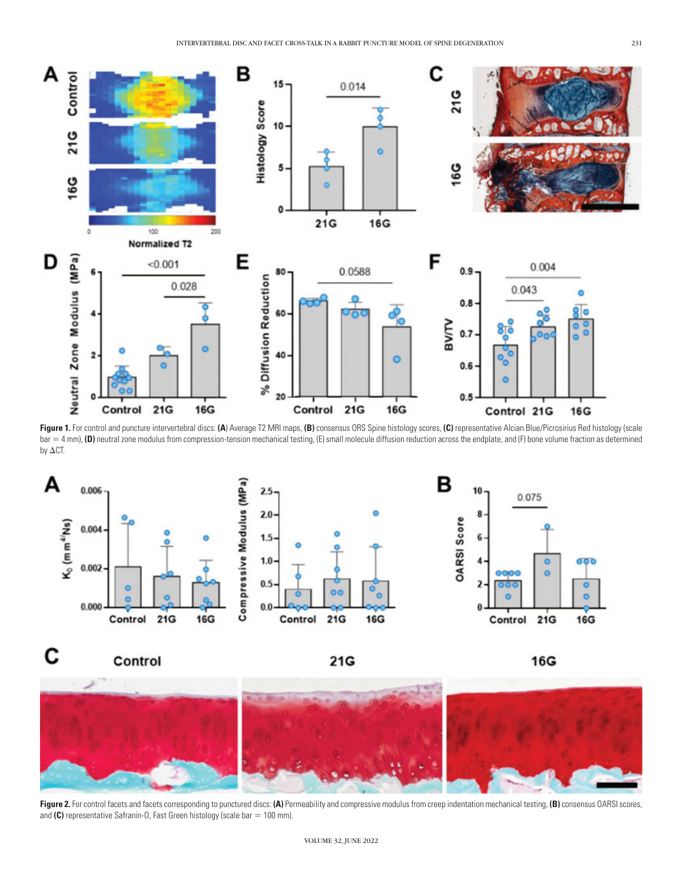A
Control
21G
16G
0 100 200
Normalized T2

B
0.014
Histology Score
21G 16G

C
21G
16G

D
Neutral Zone Modulus (MPa)
<0.001
0.028
Control 21G 16G

E
% Diffusion Reduction
0.0588
Control 21G 16G

F
BV/TV
0.004
0.043
Control 21G 16G

**Figure 1.** For control and puncture intervertebral discs: **(A)** Average T2 MRI maps, **(B)** consensus ORS Spine histology scores, **(C)** representative Alcian Blue/Picrosirius Red histology (scale bar = 4 mm), **(D)** neutral zone modulus from compression-tension mechanical testing, (E) small molecule diffusion reduction across the endplate, and (F) bone volume fraction as determined by ΔCT.

A
$K_0$ ($mm^4$/Ns)
Control 21G 16G
Compressive Modulus (MPa)
Control 21G 16G

B
OARSI Score
0.075
Control 21G 16G

C
Control
21G
16G

**Figure 2.** For control facets and facets corresponding to punctured discs: **(A)** Permeability and compressive modulus from creep indentation mechanical testing, **(B)** consensus OARSI scores, and **(C)** representative Safranin-O, Fast Green histology (scale bar = 100 mm).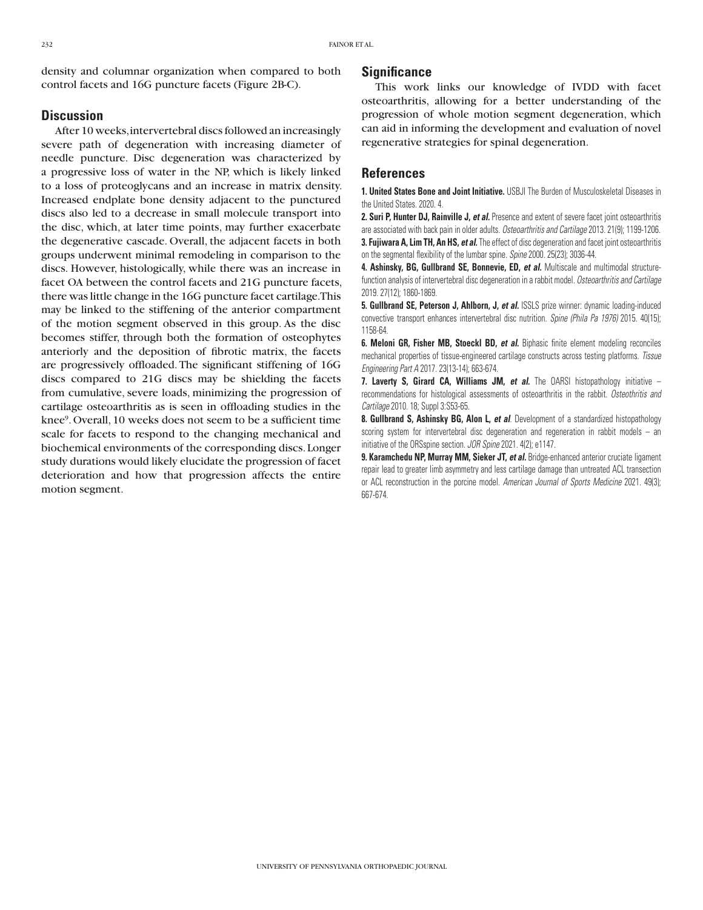density and columnar organization when compared to both control facets and 16G puncture facets (Figure 2B-C).

## Discussion

After 10 weeks, intervertebral discs followed an increasingly severe path of degeneration with increasing diameter of needle puncture. Disc degeneration was characterized by a progressive loss of water in the NP, which is likely linked to a loss of proteoglycans and an increase in matrix density. Increased endplate bone density adjacent to the punctured discs also led to a decrease in small molecule transport into the disc, which, at later time points, may further exacerbate the degenerative cascade. Overall, the adjacent facets in both groups underwent minimal remodeling in comparison to the discs. However, histologically, while there was an increase in facet OA between the control facets and 21G puncture facets, there was little change in the 16G puncture facet cartilage. This may be linked to the stiffening of the anterior compartment of the motion segment observed in this group. As the disc becomes stiffer, through both the formation of osteophytes anteriorly and the deposition of fibrotic matrix, the facets are progressively offloaded. The significant stiffening of 16G discs compared to 21G discs may be shielding the facets from cumulative, severe loads, minimizing the progression of cartilage osteoarthritis as is seen in offloading studies in the knee[9]. Overall, 10 weeks does not seem to be a sufficient time scale for facets to respond to the changing mechanical and biochemical environments of the corresponding discs. Longer study durations would likely elucidate the progression of facet deterioration and how that progression affects the entire motion segment.

## Significance

This work links our knowledge of IVDD with facet osteoarthritis, allowing for a better understanding of the progression of whole motion segment degeneration, which can aid in informing the development and evaluation of novel regenerative strategies for spinal degeneration.

## References

**1. United States Bone and Joint Initiative.** USBJI The Burden of Musculoskeletal Diseases in the United States. 2020. 4.

**2. Suri P, Hunter DJ, Rainville J, *et al.*** Presence and extent of severe facet joint osteoarthritis are associated with back pain in older adults. *Osteoarthritis and Cartilage* 2013. 21(9); 1199-1206.

**3. Fujiwara A, Lim TH, An HS, *et al.*** The effect of disc degeneration and facet joint osteoarthritis on the segmental flexibility of the lumbar spine. *Spine* 2000. 25(23); 3036-44.

**4. Ashinsky, BG, Gullbrand SE, Bonnevie, ED, *et al.*** Multiscale and multimodal structure-function analysis of intervertebral disc degeneration in a rabbit model. *Osteoarthritis and Cartilage* 2019. 27(12); 1860-1869.

**5. Gullbrand SE, Peterson J, Ahlborn, J, *et al.*** ISSLS prize winner: dynamic loading-induced convective transport enhances intervertebral disc nutrition. *Spine (Phila Pa 1976)* 2015. 40(15); 1158-64.

**6. Meloni GR, Fisher MB, Stoeckl BD, *et al.*** Biphasic finite element modeling reconciles mechanical properties of tissue-engineered cartilage constructs across testing platforms. *Tissue Engineering Part A* 2017. 23(13-14); 663-674.

**7. Laverty S, Girard CA, Williams JM, *et al.*** The OARSI histopathology initiative – recommendations for histological assessments of osteoarthritis in the rabbit. *Osteothritis and Cartilage* 2010. 18; Suppl 3:S53-65.

**8. Gullbrand S, Ashinsky BG, Alon L, *et al*.** Development of a standardized histopathology scoring system for intervertebral disc degeneration and regeneration in rabbit models – an initiative of the ORSspine section. *JOR Spine* 2021. 4(2); e1147.

**9. Karamchedu NP, Murray MM, Sieker JT, *et al.*** Bridge-enhanced anterior cruciate ligament repair lead to greater limb asymmetry and less cartilage damage than untreated ACL transection or ACL reconstruction in the porcine model. *American Journal of Sports Medicine* 2021. 49(3); 667-674.